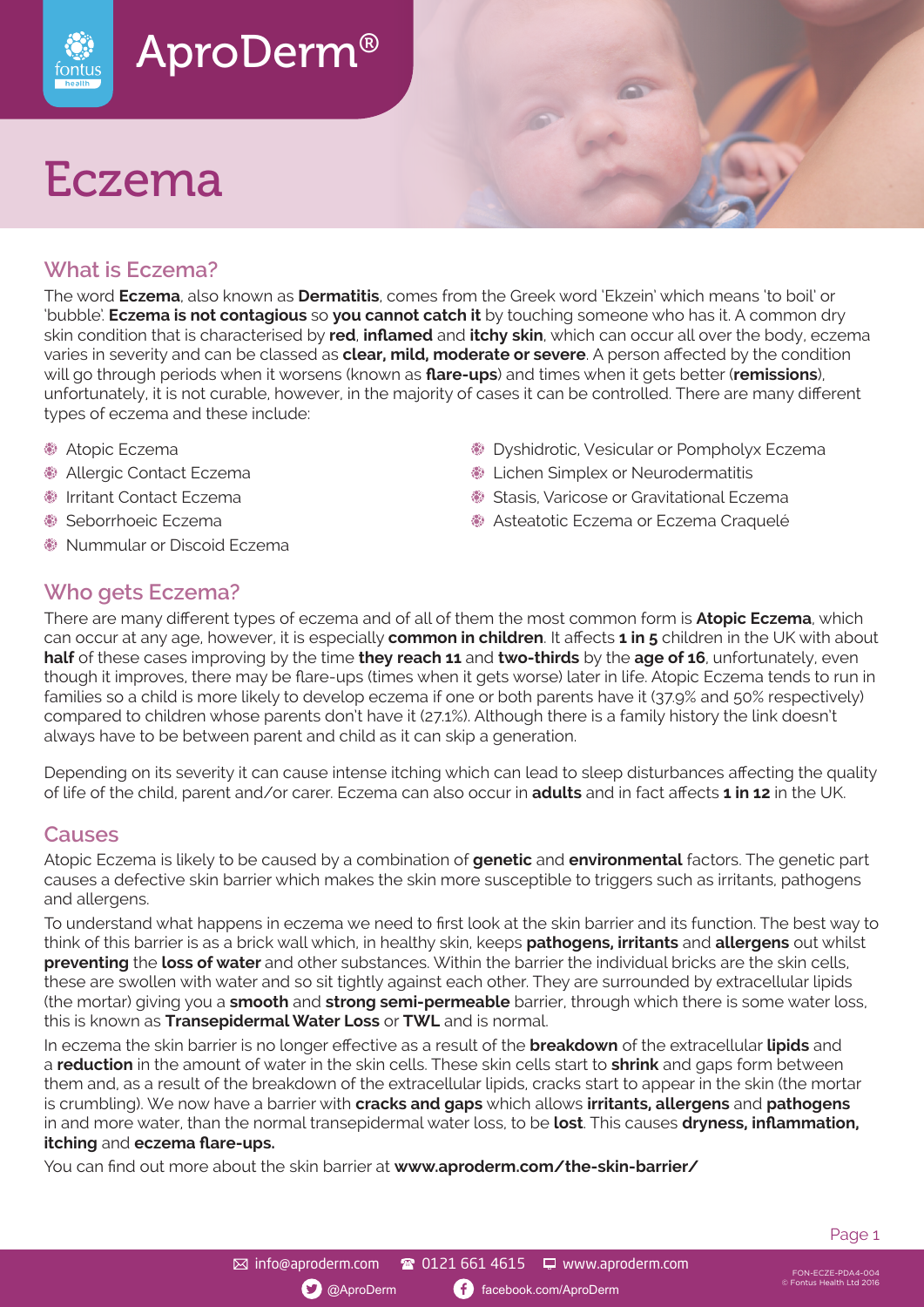AproDerm®

# Eczema

## What is Eczema?

The word **Eczema**, also known as **Dermatitis**, comes from the Greek word 'Ekzein' which means 'to boil' or 'bubble'. **Eczema is not contagious** so **you cannot catch it** by touching someone who has it. A common dry skin condition that is characterised by **red**, **inflamed** and **itchy skin**, which can occur all over the body, eczema varies in severity and can be classed as **clear, mild, moderate or severe**. A person affected by the condition will go through periods when it worsens (known as **flare-ups**) and times when it gets better (**remissions**), unfortunately, it is not curable, however, in the majority of cases it can be controlled. There are many different types of eczema and these include:

- Atopic Eczema
- Allergic Contact Eczema
- Irritant Contact Eczema
- Seborrhoeic Eczema
- Nummular or Discoid Eczema
- Dyshidrotic, Vesicular or Pompholyx Eczema
- Lichen Simplex or Neurodermatitis
- Stasis, Varicose or Gravitational Eczema
- Asteatotic Eczema or Eczema Craquelé

## Who gets Eczema?

There are many different types of eczema and of all of them the most common form is **Atopic Eczema**, which can occur at any age, however, it is especially **common in children**. It affects **1 in 5** children in the UK with about **half** of these cases improving by the time **they reach 11** and **two-thirds** by the **age of 16**, unfortunately, even though it improves, there may be flare-ups (times when it gets worse) later in life. Atopic Eczema tends to run in families so a child is more likely to develop eczema if one or both parents have it (37.9% and 50% respectively) compared to children whose parents don't have it (27.1%). Although there is a family history the link doesn't always have to be between parent and child as it can skip a generation.

Depending on its severity it can cause intense itching which can lead to sleep disturbances affecting the quality of life of the child, parent and/or carer. Eczema can also occur in **adults** and in fact affects **1 in 12** in the UK.

## Causes

Atopic Eczema is likely to be caused by a combination of **genetic** and **environmental** factors. The genetic part causes a defective skin barrier which makes the skin more susceptible to triggers such as irritants, pathogens and allergens.

To understand what happens in eczema we need to first look at the skin barrier and its function. The best way to think of this barrier is as a brick wall which, in healthy skin, keeps **pathogens, irritants** and **allergens** out whilst **preventing** the **loss of water** and other substances. Within the barrier the individual bricks are the skin cells, these are swollen with water and so sit tightly against each other. They are surrounded by extracellular lipids (the mortar) giving you a **smooth** and **strong semi-permeable** barrier, through which there is some water loss, this is known as **Transepidermal Water Loss** or **TWL** and is normal.

In eczema the skin barrier is no longer effective as a result of the **breakdown** of the extracellular **lipids** and a **reduction** in the amount of water in the skin cells. These skin cells start to **shrink** and gaps form between them and, as a result of the breakdown of the extracellular lipids, cracks start to appear in the skin (the mortar is crumbling). We now have a barrier with **cracks and gaps** which allows **irritants, allergens** and **pathogens** in and more water, than the normal transepidermal water loss, to be **lost**. This causes **dryness, inflammation, itching** and **eczema flare-ups.**

You can find out more about the skin barrier at **www.aproderm.com/the-skin-barrier/**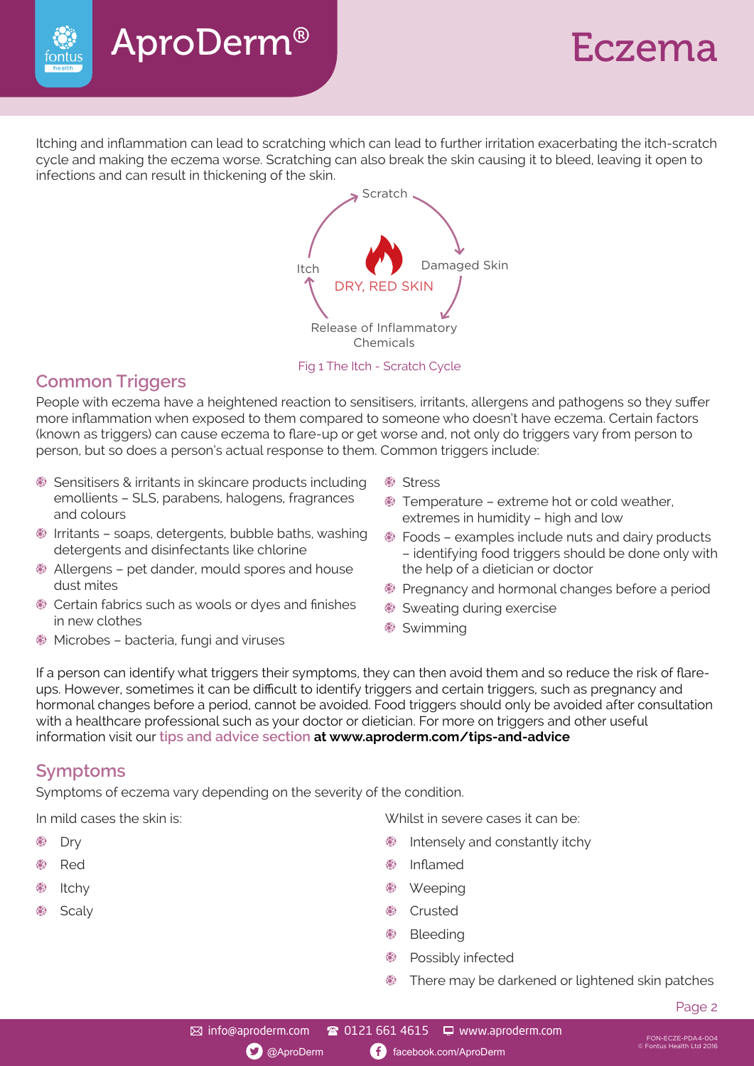Itching and inflammation can lead to scratching which can lead to further irritation exacerbating the itch-scratch cycle and making the eczema worse. Scratching can also break the skin causing it to bleed, leaving it open to infections and can result in thickening of the skin.

Scratch → Damaged Skin → Release of Inflammatory Chemicals → Itch → Scratch

DRY, RED SKIN

Fig 1 The Itch - Scratch Cycle

## Common Triggers

People with eczema have a heightened reaction to sensitisers, irritants, allergens and pathogens so they suffer more inflammation when exposed to them compared to someone who doesn't have eczema. Certain factors (known as triggers) can cause eczema to flare-up or get worse and, not only do triggers vary from person to person, but so does a person's actual response to them. Common triggers include:

- Sensitisers & irritants in skincare products including emollients – SLS, parabens, halogens, fragrances and colours
- Irritants – soaps, detergents, bubble baths, washing detergents and disinfectants like chlorine
- Allergens – pet dander, mould spores and house dust mites
- Certain fabrics such as wools or dyes and finishes in new clothes
- Microbes – bacteria, fungi and viruses
- Stress
- Temperature – extreme hot or cold weather, extremes in humidity – high and low
- Foods – examples include nuts and dairy products – identifying food triggers should be done only with the help of a dietician or doctor
- Pregnancy and hormonal changes before a period
- Sweating during exercise
- Swimming

If a person can identify what triggers their symptoms, they can then avoid them and so reduce the risk of flare-ups. However, sometimes it can be difficult to identify triggers and certain triggers, such as pregnancy and hormonal changes before a period, cannot be avoided. Food triggers should only be avoided after consultation with a healthcare professional such as your doctor or dietician. For more on triggers and other useful information visit our tips and advice section **at www.aproderm.com/tips-and-advice**

## Symptoms

Symptoms of eczema vary depending on the severity of the condition.

In mild cases the skin is:

- Dry
- Red
- Itchy
- Scaly

Whilst in severe cases it can be:

- Intensely and constantly itchy
- Inflamed
- Weeping
- Crusted
- Bleeding
- Possibly infected
- There may be darkened or lightened skin patches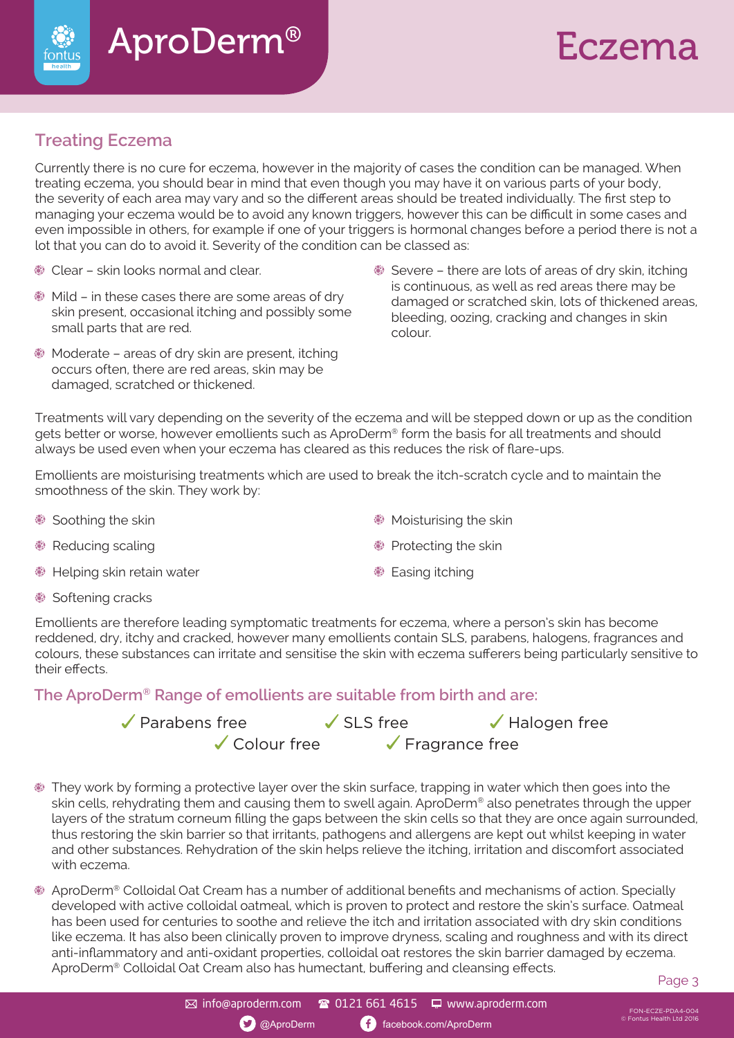## Treating Eczema

Currently there is no cure for eczema, however in the majority of cases the condition can be managed. When treating eczema, you should bear in mind that even though you may have it on various parts of your body, the severity of each area may vary and so the different areas should be treated individually. The first step to managing your eczema would be to avoid any known triggers, however this can be difficult in some cases and even impossible in others, for example if one of your triggers is hormonal changes before a period there is not a lot that you can do to avoid it. Severity of the condition can be classed as:

- Clear – skin looks normal and clear.
- Mild – in these cases there are some areas of dry skin present, occasional itching and possibly some small parts that are red.
- Moderate – areas of dry skin are present, itching occurs often, there are red areas, skin may be damaged, scratched or thickened.
- Severe – there are lots of areas of dry skin, itching is continuous, as well as red areas there may be damaged or scratched skin, lots of thickened areas, bleeding, oozing, cracking and changes in skin colour.

Treatments will vary depending on the severity of the eczema and will be stepped down or up as the condition gets better or worse, however emollients such as AproDerm® form the basis for all treatments and should always be used even when your eczema has cleared as this reduces the risk of flare-ups.

Emollients are moisturising treatments which are used to break the itch-scratch cycle and to maintain the smoothness of the skin. They work by:

- Soothing the skin
- Reducing scaling
- Helping skin retain water
- Softening cracks
- Moisturising the skin
- Protecting the skin
- Easing itching

Emollients are therefore leading symptomatic treatments for eczema, where a person's skin has become reddened, dry, itchy and cracked, however many emollients contain SLS, parabens, halogens, fragrances and colours, these substances can irritate and sensitise the skin with eczema sufferers being particularly sensitive to their effects.

### The AproDerm® Range of emollients are suitable from birth and are:

✓ Parabens free ✓ SLS free ✓ Halogen free
✓ Colour free ✓ Fragrance free

- They work by forming a protective layer over the skin surface, trapping in water which then goes into the skin cells, rehydrating them and causing them to swell again. AproDerm® also penetrates through the upper layers of the stratum corneum filling the gaps between the skin cells so that they are once again surrounded, thus restoring the skin barrier so that irritants, pathogens and allergens are kept out whilst keeping in water and other substances. Rehydration of the skin helps relieve the itching, irritation and discomfort associated with eczema.
- AproDerm® Colloidal Oat Cream has a number of additional benefits and mechanisms of action. Specially developed with active colloidal oatmeal, which is proven to protect and restore the skin's surface. Oatmeal has been used for centuries to soothe and relieve the itch and irritation associated with dry skin conditions like eczema. It has also been clinically proven to improve dryness, scaling and roughness and with its direct anti-inflammatory and anti-oxidant properties, colloidal oat restores the skin barrier damaged by eczema. AproDerm® Colloidal Oat Cream also has humectant, buffering and cleansing effects.